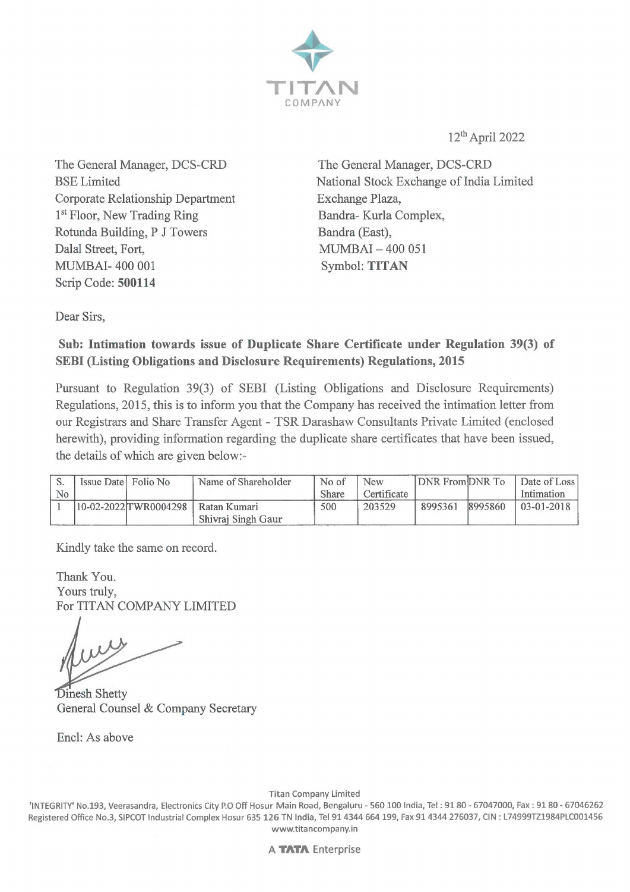TITAN COMPANY

12th April 2022

The General Manager, DCS-CRD
BSE Limited
Corporate Relationship Department
1st Floor, New Trading Ring
Rotunda Building, P J Towers
Dalal Street, Fort,
MUMBAI- 400 001
Scrip Code: **500114**

The General Manager, DCS-CRD
National Stock Exchange of India Limited
Exchange Plaza,
Bandra- Kurla Complex,
Bandra (East),
MUMBAI – 400 051
Symbol: **TITAN**

Dear Sirs,

**Sub: Intimation towards issue of Duplicate Share Certificate under Regulation 39(3) of SEBI (Listing Obligations and Disclosure Requirements) Regulations, 2015**

Pursuant to Regulation 39(3) of SEBI (Listing Obligations and Disclosure Requirements) Regulations, 2015, this is to inform you that the Company has received the intimation letter from our Registrars and Share Transfer Agent - TSR Darashaw Consultants Private Limited (enclosed herewith), providing information regarding the duplicate share certificates that have been issued, the details of which are given below:-

| S. No | Issue Date | Folio No | Name of Shareholder | No of Share | New Certificate | DNR From | DNR To | Date of Loss Intimation |
|---|---|---|---|---|---|---|---|---|
| 1 | 10-02-2022 | TWR0004298 | Ratan Kumari Shivraj Singh Gaur | 500 | 203529 | 8995361 | 8995860 | 03-01-2018 |

Kindly take the same on record.

Thank You.
Yours truly,
For TITAN COMPANY LIMITED

Dinesh Shetty
General Counsel & Company Secretary

Encl: As above

Titan Company Limited
'INTEGRITY' No.193, Veerasandra, Electronics City P.O Off Hosur Main Road, Bengaluru - 560 100 India, Tel : 91 80 - 67047000, Fax : 91 80 - 67046262
Registered Office No.3, SIPCOT Industrial Complex Hosur 635 126 TN India, Tel 91 4344 664 199, Fax 91 4344 276037, CIN : L74999TZ1984PLC001456
www.titancompany.in

A TATA Enterprise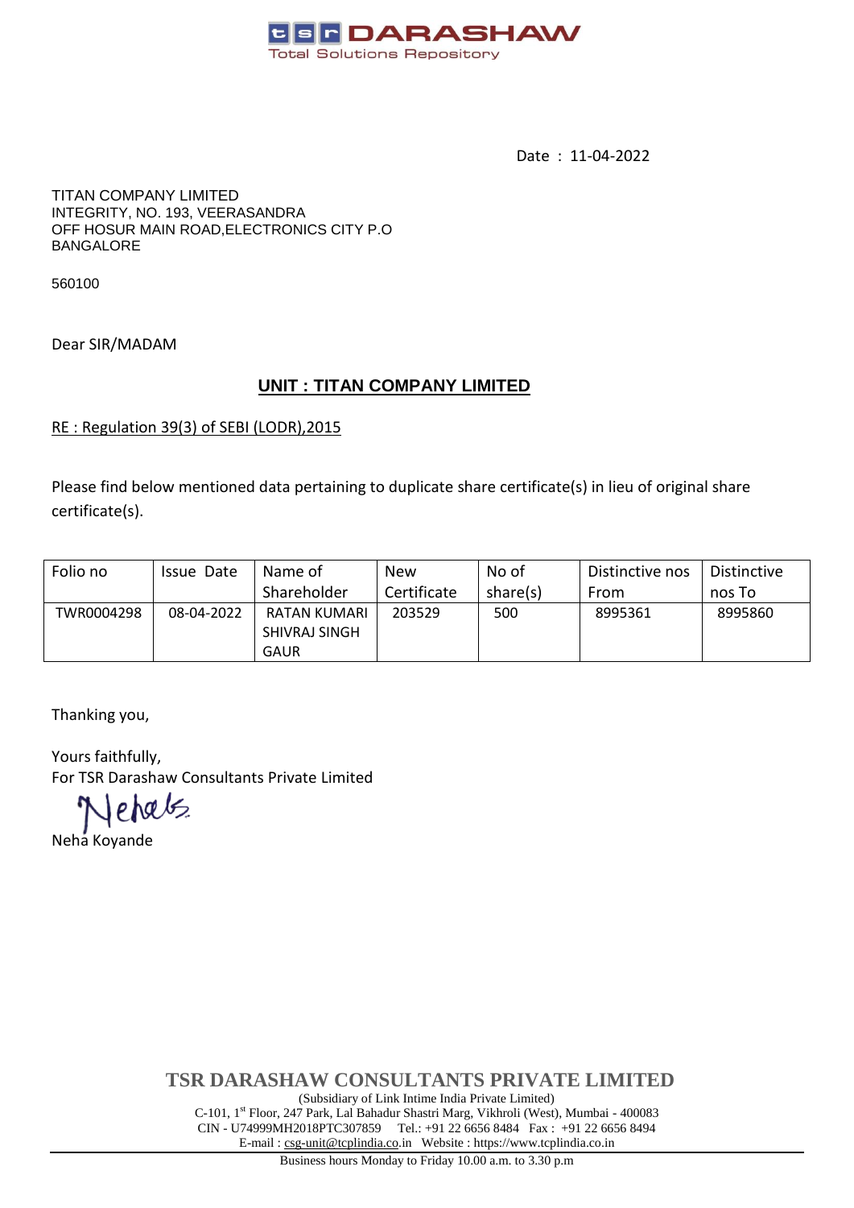Date : 11-04-2022

TITAN COMPANY LIMITED
INTEGRITY, NO. 193, VEERASANDRA
OFF HOSUR MAIN ROAD,ELECTRONICS CITY P.O
BANGALORE

560100

Dear SIR/MADAM

**UNIT : TITAN COMPANY LIMITED**

RE : Regulation 39(3) of SEBI (LODR),2015

Please find below mentioned data pertaining to duplicate share certificate(s) in lieu of original share certificate(s).

| Folio no | Issue Date | Name of Shareholder | New Certificate | No of share(s) | Distinctive nos From | Distinctive nos To |
|---|---|---|---|---|---|---|
| TWR0004298 | 08-04-2022 | RATAN KUMARI SHIVRAJ SINGH GAUR | 203529 | 500 | 8995361 | 8995860 |

Thanking you,

Yours faithfully,
For TSR Darashaw Consultants Private Limited

Neha Koyande

**TSR DARASHAW CONSULTANTS PRIVATE LIMITED**
(Subsidiary of Link Intime India Private Limited)
C-101, 1st Floor, 247 Park, Lal Bahadur Shastri Marg, Vikhroli (West), Mumbai - 400083
CIN - U74999MH2018PTC307859 Tel.: +91 22 6656 8484 Fax : +91 22 6656 8494
E-mail : csg-unit@tcplindia.co.in Website : https://www.tcplindia.co.in
Business hours Monday to Friday 10.00 a.m. to 3.30 p.m